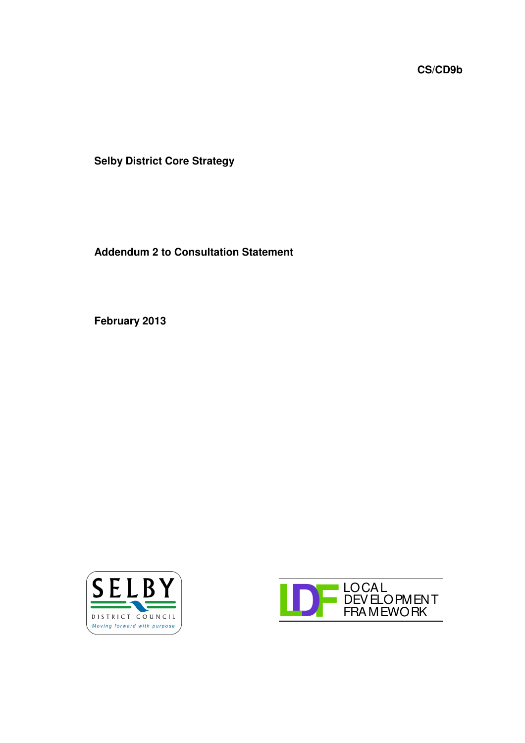**CS/CD9b**

# Selby District Core Strategy

## Addendum 2 to Consultation Statement

**February 2013**

SELBY DISTRICT COUNCIL
*Moving forward with purpose*

LDF LOCAL DEVELOPMENT FRAMEWORK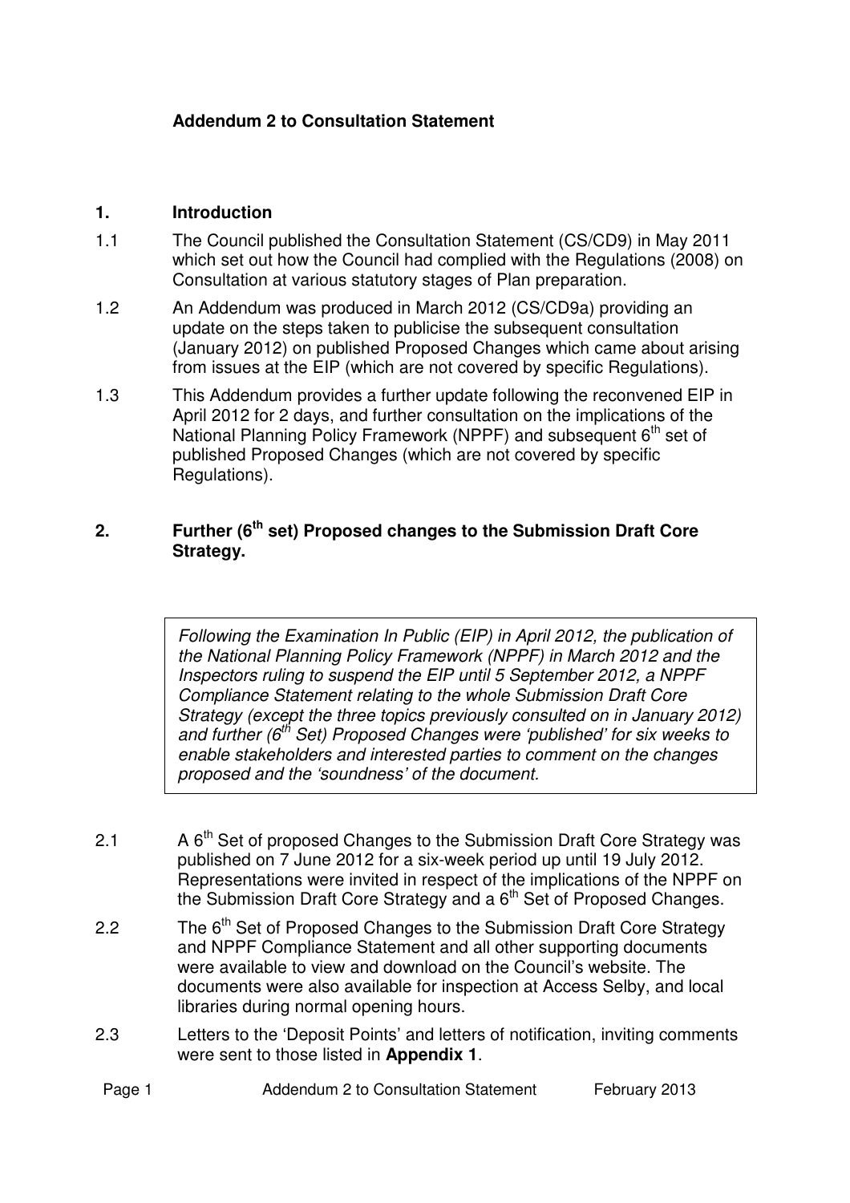**Addendum 2 to Consultation Statement**

## 1. Introduction

1.1 The Council published the Consultation Statement (CS/CD9) in May 2011 which set out how the Council had complied with the Regulations (2008) on Consultation at various statutory stages of Plan preparation.

1.2 An Addendum was produced in March 2012 (CS/CD9a) providing an update on the steps taken to publicise the subsequent consultation (January 2012) on published Proposed Changes which came about arising from issues at the EIP (which are not covered by specific Regulations).

1.3 This Addendum provides a further update following the reconvened EIP in April 2012 for 2 days, and further consultation on the implications of the National Planning Policy Framework (NPPF) and subsequent 6th set of published Proposed Changes (which are not covered by specific Regulations).

## 2. Further (6th set) Proposed changes to the Submission Draft Core Strategy.

> *Following the Examination In Public (EIP) in April 2012, the publication of the National Planning Policy Framework (NPPF) in March 2012 and the Inspectors ruling to suspend the EIP until 5 September 2012, a NPPF Compliance Statement relating to the whole Submission Draft Core Strategy (except the three topics previously consulted on in January 2012) and further (6th Set) Proposed Changes were 'published' for six weeks to enable stakeholders and interested parties to comment on the changes proposed and the 'soundness' of the document.*

2.1 A 6th Set of proposed Changes to the Submission Draft Core Strategy was published on 7 June 2012 for a six-week period up until 19 July 2012. Representations were invited in respect of the implications of the NPPF on the Submission Draft Core Strategy and a 6th Set of Proposed Changes.

2.2 The 6th Set of Proposed Changes to the Submission Draft Core Strategy and NPPF Compliance Statement and all other supporting documents were available to view and download on the Council's website. The documents were also available for inspection at Access Selby, and local libraries during normal opening hours.

2.3 Letters to the 'Deposit Points' and letters of notification, inviting comments were sent to those listed in **Appendix 1**.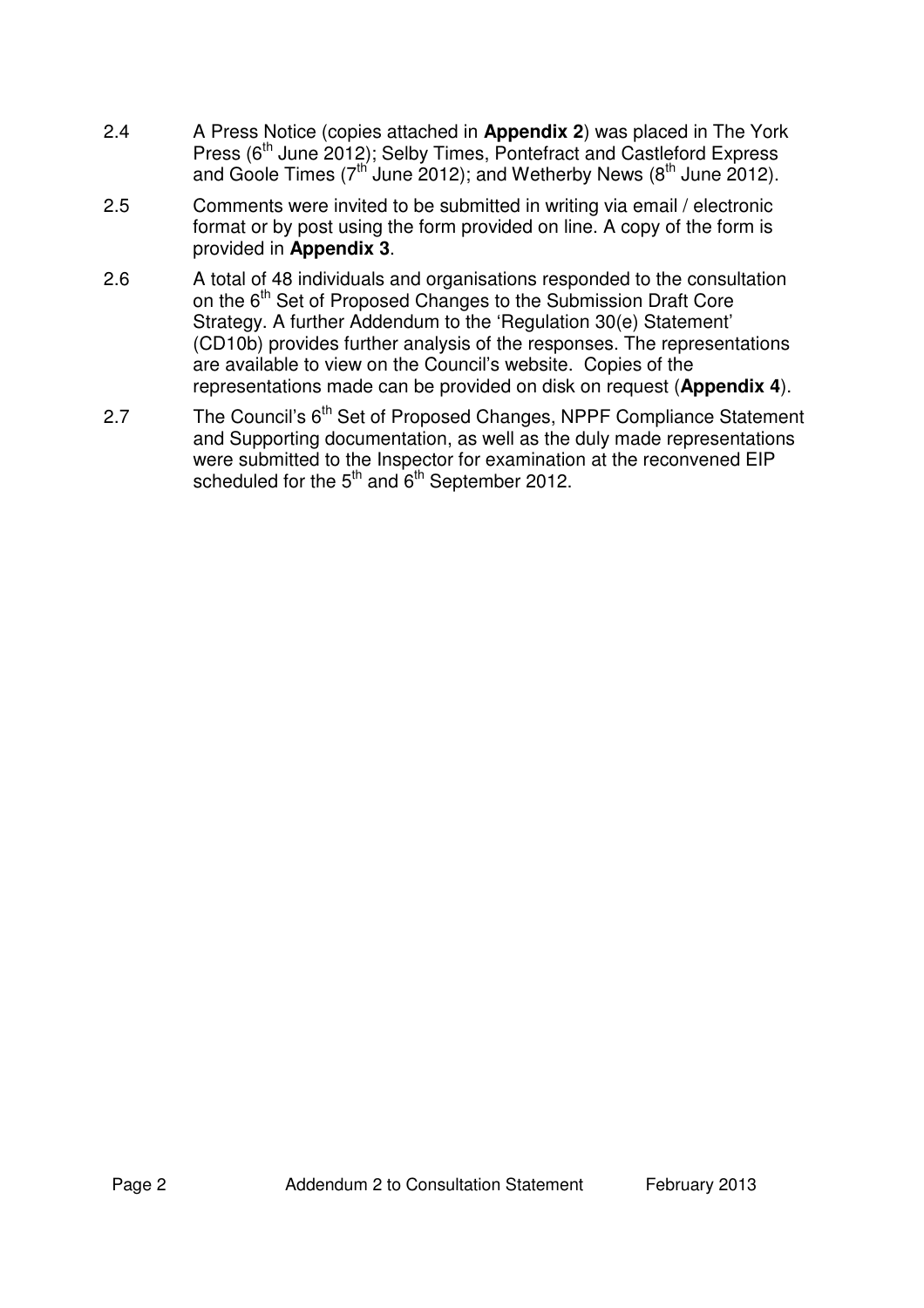2.4 A Press Notice (copies attached in **Appendix 2**) was placed in The York Press (6th June 2012); Selby Times, Pontefract and Castleford Express and Goole Times (7th June 2012); and Wetherby News (8th June 2012).

2.5 Comments were invited to be submitted in writing via email / electronic format or by post using the form provided on line. A copy of the form is provided in **Appendix 3**.

2.6 A total of 48 individuals and organisations responded to the consultation on the 6th Set of Proposed Changes to the Submission Draft Core Strategy. A further Addendum to the 'Regulation 30(e) Statement' (CD10b) provides further analysis of the responses. The representations are available to view on the Council's website. Copies of the representations made can be provided on disk on request (**Appendix 4**).

2.7 The Council's 6th Set of Proposed Changes, NPPF Compliance Statement and Supporting documentation, as well as the duly made representations were submitted to the Inspector for examination at the reconvened EIP scheduled for the 5th and 6th September 2012.